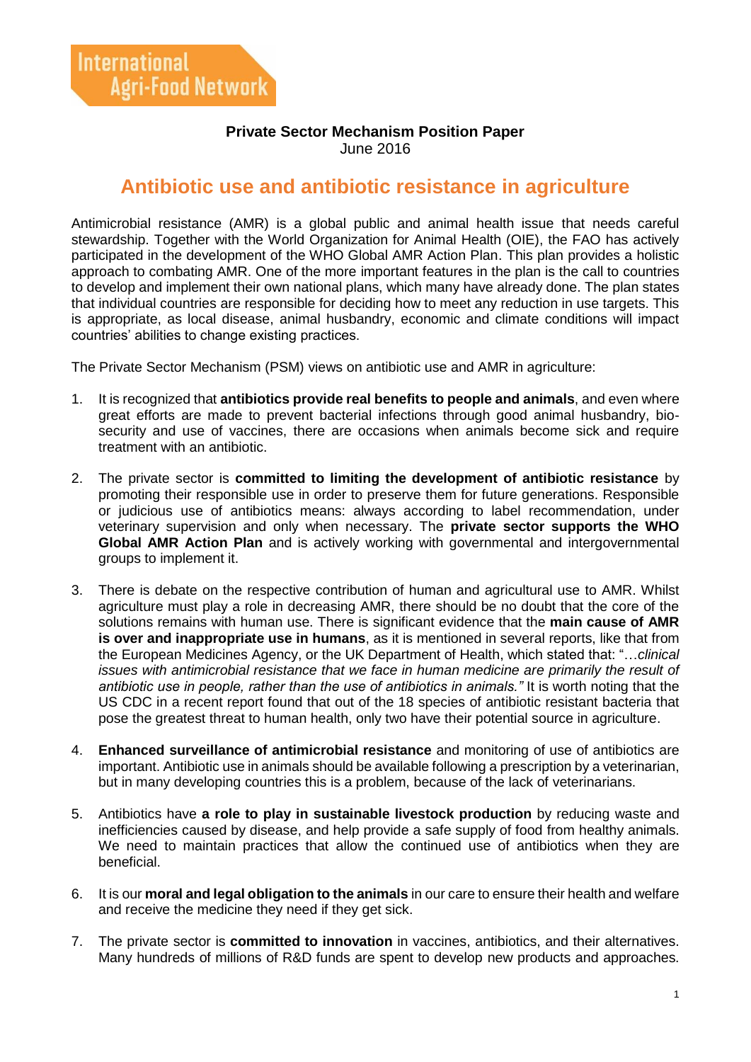International Agri-Food Network

**Private Sector Mechanism Position Paper**
June 2016

# Antibiotic use and antibiotic resistance in agriculture

Antimicrobial resistance (AMR) is a global public and animal health issue that needs careful stewardship. Together with the World Organization for Animal Health (OIE), the FAO has actively participated in the development of the WHO Global AMR Action Plan. This plan provides a holistic approach to combating AMR. One of the more important features in the plan is the call to countries to develop and implement their own national plans, which many have already done. The plan states that individual countries are responsible for deciding how to meet any reduction in use targets. This is appropriate, as local disease, animal husbandry, economic and climate conditions will impact countries' abilities to change existing practices.

The Private Sector Mechanism (PSM) views on antibiotic use and AMR in agriculture:

1. It is recognized that **antibiotics provide real benefits to people and animals**, and even where great efforts are made to prevent bacterial infections through good animal husbandry, bio-security and use of vaccines, there are occasions when animals become sick and require treatment with an antibiotic.

2. The private sector is **committed to limiting the development of antibiotic resistance** by promoting their responsible use in order to preserve them for future generations. Responsible or judicious use of antibiotics means: always according to label recommendation, under veterinary supervision and only when necessary. The **private sector supports the WHO Global AMR Action Plan** and is actively working with governmental and intergovernmental groups to implement it.

3. There is debate on the respective contribution of human and agricultural use to AMR. Whilst agriculture must play a role in decreasing AMR, there should be no doubt that the core of the solutions remains with human use. There is significant evidence that the **main cause of AMR is over and inappropriate use in humans**, as it is mentioned in several reports, like that from the European Medicines Agency, or the UK Department of Health, which stated that: "…*clinical issues with antimicrobial resistance that we face in human medicine are primarily the result of antibiotic use in people, rather than the use of antibiotics in animals."* It is worth noting that the US CDC in a recent report found that out of the 18 species of antibiotic resistant bacteria that pose the greatest threat to human health, only two have their potential source in agriculture.

4. **Enhanced surveillance of antimicrobial resistance** and monitoring of use of antibiotics are important. Antibiotic use in animals should be available following a prescription by a veterinarian, but in many developing countries this is a problem, because of the lack of veterinarians.

5. Antibiotics have **a role to play in sustainable livestock production** by reducing waste and inefficiencies caused by disease, and help provide a safe supply of food from healthy animals. We need to maintain practices that allow the continued use of antibiotics when they are beneficial.

6. It is our **moral and legal obligation to the animals** in our care to ensure their health and welfare and receive the medicine they need if they get sick.

7. The private sector is **committed to innovation** in vaccines, antibiotics, and their alternatives. Many hundreds of millions of R&D funds are spent to develop new products and approaches.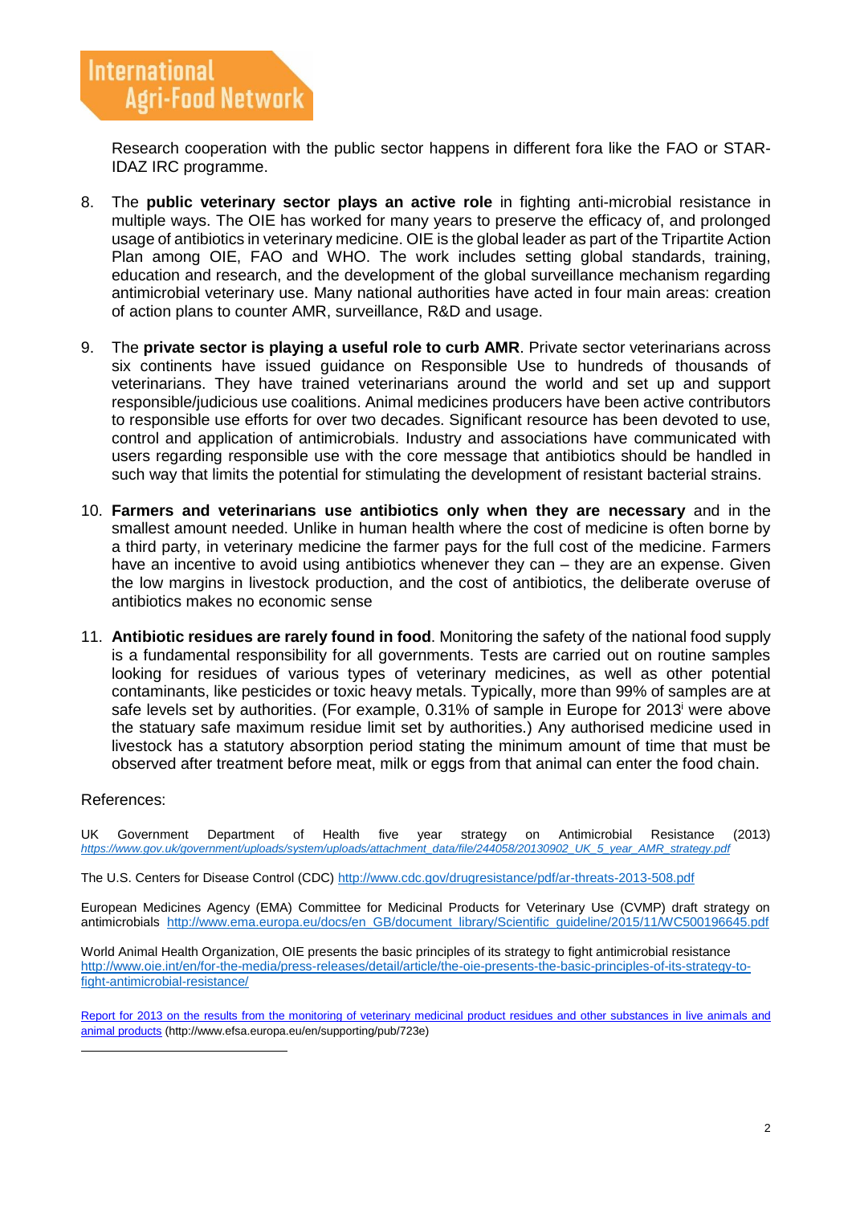Research cooperation with the public sector happens in different fora like the FAO or STAR-IDAZ IRC programme.

8. The **public veterinary sector plays an active role** in fighting anti-microbial resistance in multiple ways. The OIE has worked for many years to preserve the efficacy of, and prolonged usage of antibiotics in veterinary medicine. OIE is the global leader as part of the Tripartite Action Plan among OIE, FAO and WHO. The work includes setting global standards, training, education and research, and the development of the global surveillance mechanism regarding antimicrobial veterinary use. Many national authorities have acted in four main areas: creation of action plans to counter AMR, surveillance, R&D and usage.

9. The **private sector is playing a useful role to curb AMR**. Private sector veterinarians across six continents have issued guidance on Responsible Use to hundreds of thousands of veterinarians. They have trained veterinarians around the world and set up and support responsible/judicious use coalitions. Animal medicines producers have been active contributors to responsible use efforts for over two decades. Significant resource has been devoted to use, control and application of antimicrobials. Industry and associations have communicated with users regarding responsible use with the core message that antibiotics should be handled in such way that limits the potential for stimulating the development of resistant bacterial strains.

10. **Farmers and veterinarians use antibiotics only when they are necessary** and in the smallest amount needed. Unlike in human health where the cost of medicine is often borne by a third party, in veterinary medicine the farmer pays for the full cost of the medicine. Farmers have an incentive to avoid using antibiotics whenever they can – they are an expense. Given the low margins in livestock production, and the cost of antibiotics, the deliberate overuse of antibiotics makes no economic sense

11. **Antibiotic residues are rarely found in food**. Monitoring the safety of the national food supply is a fundamental responsibility for all governments. Tests are carried out on routine samples looking for residues of various types of veterinary medicines, as well as other potential contaminants, like pesticides or toxic heavy metals. Typically, more than 99% of samples are at safe levels set by authorities. (For example, 0.31% of sample in Europe for 2013[i] were above the statuary safe maximum residue limit set by authorities.) Any authorised medicine used in livestock has a statutory absorption period stating the minimum amount of time that must be observed after treatment before meat, milk or eggs from that animal can enter the food chain.

References:

UK Government Department of Health five year strategy on Antimicrobial Resistance (2013) *https://www.gov.uk/government/uploads/system/uploads/attachment_data/file/244058/20130902_UK_5_year_AMR_strategy.pdf*

The U.S. Centers for Disease Control (CDC) http://www.cdc.gov/drugresistance/pdf/ar-threats-2013-508.pdf

European Medicines Agency (EMA) Committee for Medicinal Products for Veterinary Use (CVMP) draft strategy on antimicrobials http://www.ema.europa.eu/docs/en_GB/document_library/Scientific_guideline/2015/11/WC500196645.pdf

World Animal Health Organization, OIE presents the basic principles of its strategy to fight antimicrobial resistance http://www.oie.int/en/for-the-media/press-releases/detail/article/the-oie-presents-the-basic-principles-of-its-strategy-to-fight-antimicrobial-resistance/

Report for 2013 on the results from the monitoring of veterinary medicinal product residues and other substances in live animals and animal products (http://www.efsa.europa.eu/en/supporting/pub/723e)